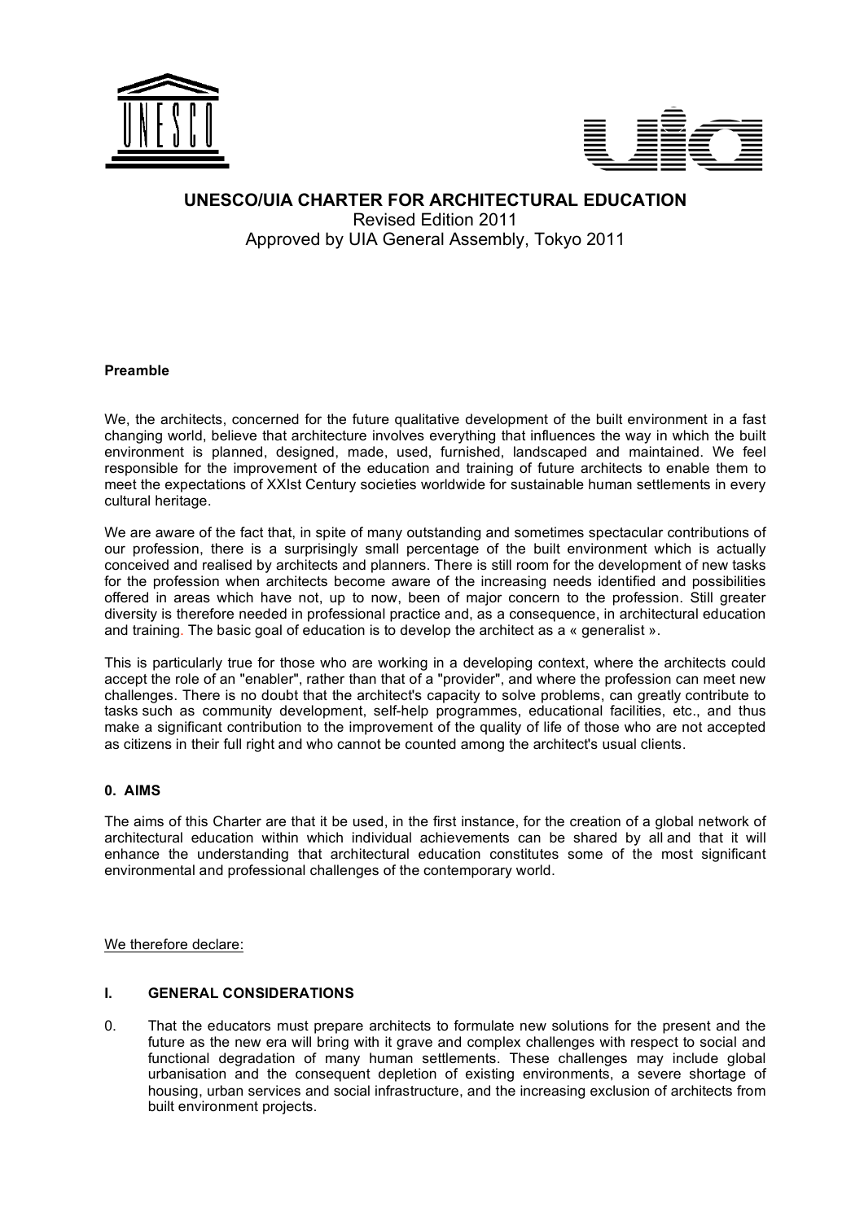# UNESCO/UIA CHARTER FOR ARCHITECTURAL EDUCATION

Revised Edition 2011

Approved by UIA General Assembly, Tokyo 2011

## Preamble

We, the architects, concerned for the future qualitative development of the built environment in a fast changing world, believe that architecture involves everything that influences the way in which the built environment is planned, designed, made, used, furnished, landscaped and maintained. We feel responsible for the improvement of the education and training of future architects to enable them to meet the expectations of XXIst Century societies worldwide for sustainable human settlements in every cultural heritage.

We are aware of the fact that, in spite of many outstanding and sometimes spectacular contributions of our profession, there is a surprisingly small percentage of the built environment which is actually conceived and realised by architects and planners. There is still room for the development of new tasks for the profession when architects become aware of the increasing needs identified and possibilities offered in areas which have not, up to now, been of major concern to the profession. Still greater diversity is therefore needed in professional practice and, as a consequence, in architectural education and training. The basic goal of education is to develop the architect as a « generalist ».

This is particularly true for those who are working in a developing context, where the architects could accept the role of an "enabler", rather than that of a "provider", and where the profession can meet new challenges. There is no doubt that the architect's capacity to solve problems, can greatly contribute to tasks such as community development, self-help programmes, educational facilities, etc., and thus make a significant contribution to the improvement of the quality of life of those who are not accepted as citizens in their full right and who cannot be counted among the architect's usual clients.

## 0. AIMS

The aims of this Charter are that it be used, in the first instance, for the creation of a global network of architectural education within which individual achievements can be shared by all and that it will enhance the understanding that architectural education constitutes some of the most significant environmental and professional challenges of the contemporary world.

<u>We therefore declare:</u>

## I. GENERAL CONSIDERATIONS

0. That the educators must prepare architects to formulate new solutions for the present and the future as the new era will bring with it grave and complex challenges with respect to social and functional degradation of many human settlements. These challenges may include global urbanisation and the consequent depletion of existing environments, a severe shortage of housing, urban services and social infrastructure, and the increasing exclusion of architects from built environment projects.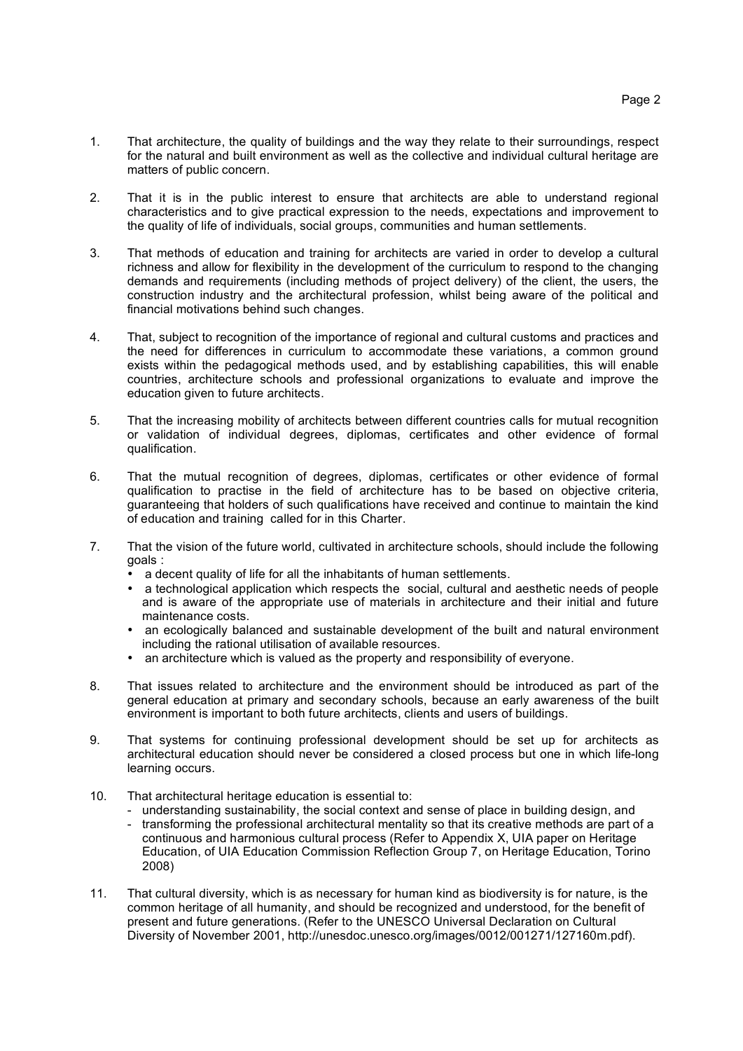1. That architecture, the quality of buildings and the way they relate to their surroundings, respect for the natural and built environment as well as the collective and individual cultural heritage are matters of public concern.

2. That it is in the public interest to ensure that architects are able to understand regional characteristics and to give practical expression to the needs, expectations and improvement to the quality of life of individuals, social groups, communities and human settlements.

3. That methods of education and training for architects are varied in order to develop a cultural richness and allow for flexibility in the development of the curriculum to respond to the changing demands and requirements (including methods of project delivery) of the client, the users, the construction industry and the architectural profession, whilst being aware of the political and financial motivations behind such changes.

4. That, subject to recognition of the importance of regional and cultural customs and practices and the need for differences in curriculum to accommodate these variations, a common ground exists within the pedagogical methods used, and by establishing capabilities, this will enable countries, architecture schools and professional organizations to evaluate and improve the education given to future architects.

5. That the increasing mobility of architects between different countries calls for mutual recognition or validation of individual degrees, diplomas, certificates and other evidence of formal qualification.

6. That the mutual recognition of degrees, diplomas, certificates or other evidence of formal qualification to practise in the field of architecture has to be based on objective criteria, guaranteeing that holders of such qualifications have received and continue to maintain the kind of education and training called for in this Charter.

7. That the vision of the future world, cultivated in architecture schools, should include the following goals :
   - a decent quality of life for all the inhabitants of human settlements.
   - a technological application which respects the social, cultural and aesthetic needs of people and is aware of the appropriate use of materials in architecture and their initial and future maintenance costs.
   - an ecologically balanced and sustainable development of the built and natural environment including the rational utilisation of available resources.
   - an architecture which is valued as the property and responsibility of everyone.

8. That issues related to architecture and the environment should be introduced as part of the general education at primary and secondary schools, because an early awareness of the built environment is important to both future architects, clients and users of buildings.

9. That systems for continuing professional development should be set up for architects as architectural education should never be considered a closed process but one in which life-long learning occurs.

10. That architectural heritage education is essential to:
    - understanding sustainability, the social context and sense of place in building design, and
    - transforming the professional architectural mentality so that its creative methods are part of a continuous and harmonious cultural process (Refer to Appendix X, UIA paper on Heritage Education, of UIA Education Commission Reflection Group 7, on Heritage Education, Torino 2008)

11. That cultural diversity, which is as necessary for human kind as biodiversity is for nature, is the common heritage of all humanity, and should be recognized and understood, for the benefit of present and future generations. (Refer to the UNESCO Universal Declaration on Cultural Diversity of November 2001, http://unesdoc.unesco.org/images/0012/001271/127160m.pdf).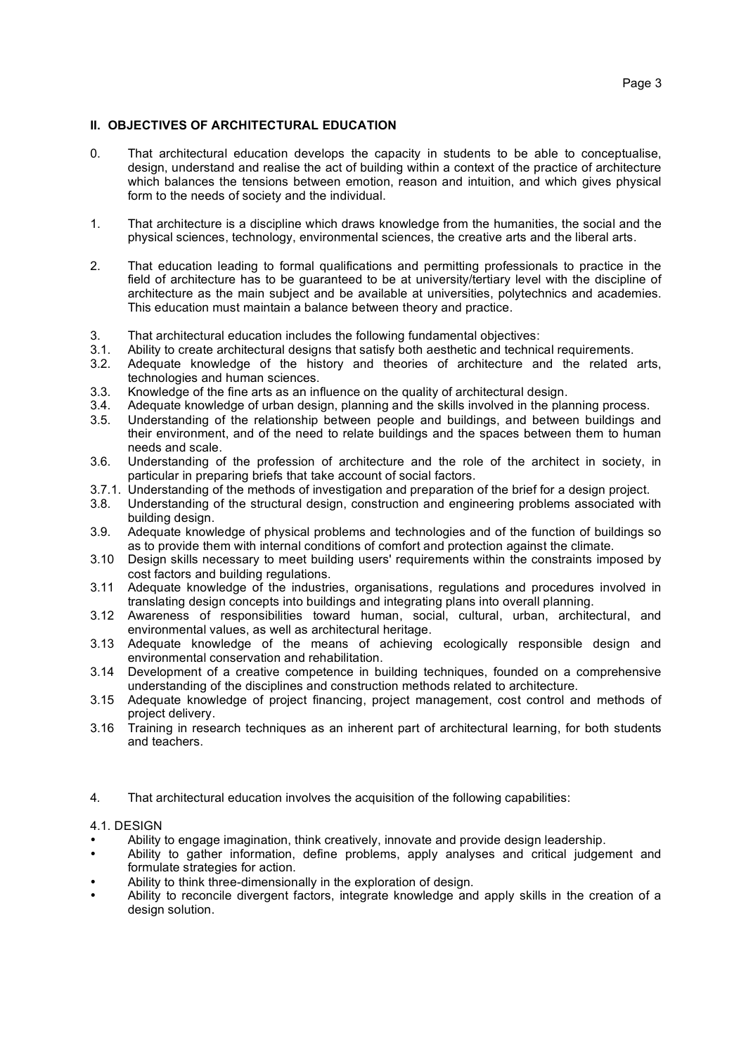## II. OBJECTIVES OF ARCHITECTURAL EDUCATION

0. That architectural education develops the capacity in students to be able to conceptualise, design, understand and realise the act of building within a context of the practice of architecture which balances the tensions between emotion, reason and intuition, and which gives physical form to the needs of society and the individual.

1. That architecture is a discipline which draws knowledge from the humanities, the social and the physical sciences, technology, environmental sciences, the creative arts and the liberal arts.

2. That education leading to formal qualifications and permitting professionals to practice in the field of architecture has to be guaranteed to be at university/tertiary level with the discipline of architecture as the main subject and be available at universities, polytechnics and academies. This education must maintain a balance between theory and practice.

3. That architectural education includes the following fundamental objectives:

3.1. Ability to create architectural designs that satisfy both aesthetic and technical requirements.
3.2. Adequate knowledge of the history and theories of architecture and the related arts, technologies and human sciences.
3.3. Knowledge of the fine arts as an influence on the quality of architectural design.
3.4. Adequate knowledge of urban design, planning and the skills involved in the planning process.
3.5. Understanding of the relationship between people and buildings, and between buildings and their environment, and of the need to relate buildings and the spaces between them to human needs and scale.
3.6. Understanding of the profession of architecture and the role of the architect in society, in particular in preparing briefs that take account of social factors.
3.7.1. Understanding of the methods of investigation and preparation of the brief for a design project.
3.8. Understanding of the structural design, construction and engineering problems associated with building design.
3.9. Adequate knowledge of physical problems and technologies and of the function of buildings so as to provide them with internal conditions of comfort and protection against the climate.
3.10 Design skills necessary to meet building users' requirements within the constraints imposed by cost factors and building regulations.
3.11 Adequate knowledge of the industries, organisations, regulations and procedures involved in translating design concepts into buildings and integrating plans into overall planning.
3.12 Awareness of responsibilities toward human, social, cultural, urban, architectural, and environmental values, as well as architectural heritage.
3.13 Adequate knowledge of the means of achieving ecologically responsible design and environmental conservation and rehabilitation.
3.14 Development of a creative competence in building techniques, founded on a comprehensive understanding of the disciplines and construction methods related to architecture.
3.15 Adequate knowledge of project financing, project management, cost control and methods of project delivery.
3.16 Training in research techniques as an inherent part of architectural learning, for both students and teachers.

4. That architectural education involves the acquisition of the following capabilities:

4.1. DESIGN

- Ability to engage imagination, think creatively, innovate and provide design leadership.
- Ability to gather information, define problems, apply analyses and critical judgement and formulate strategies for action.
- Ability to think three-dimensionally in the exploration of design.
- Ability to reconcile divergent factors, integrate knowledge and apply skills in the creation of a design solution.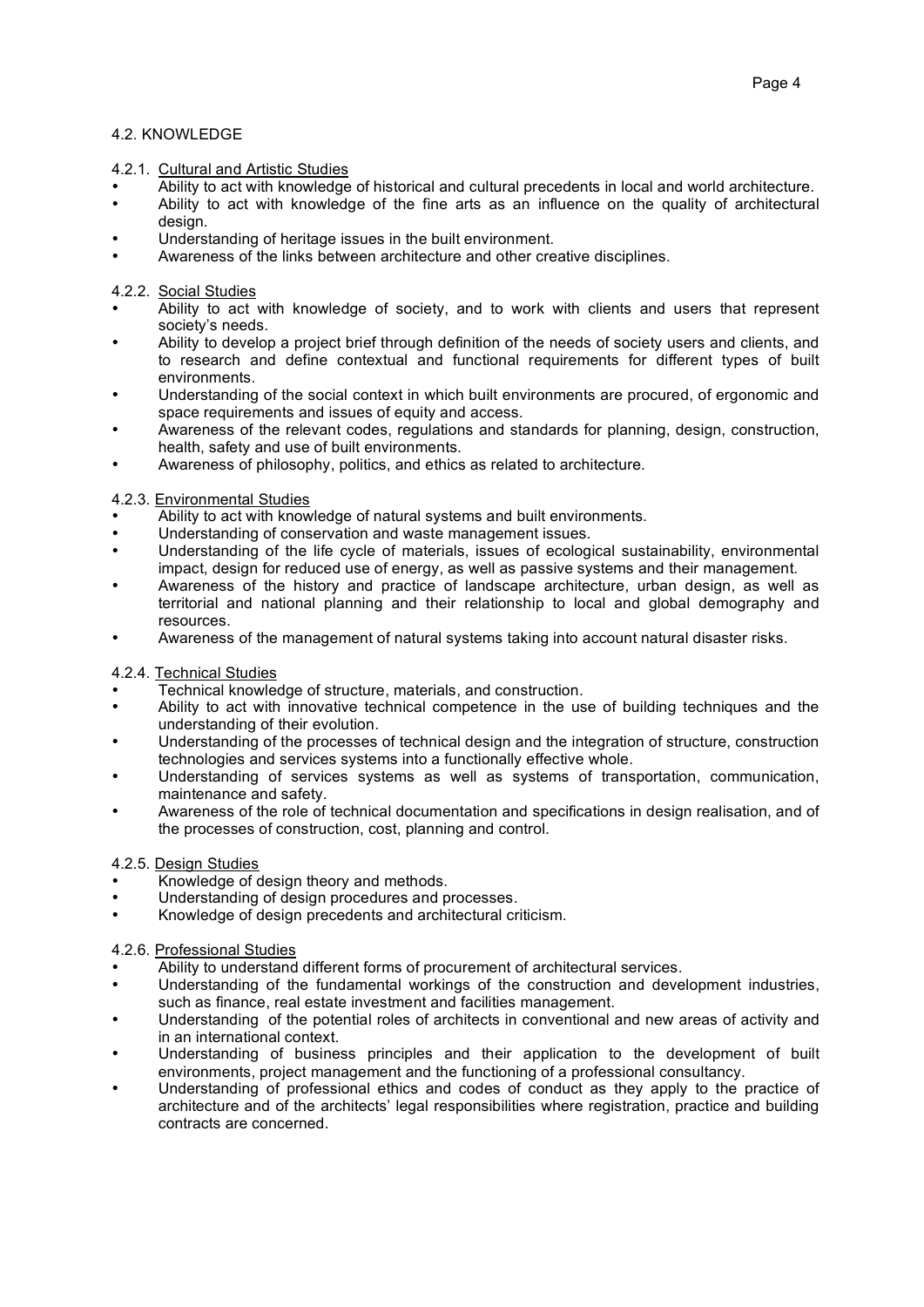### 4.2. KNOWLEDGE

#### 4.2.1. Cultural and Artistic Studies

- Ability to act with knowledge of historical and cultural precedents in local and world architecture.
- Ability to act with knowledge of the fine arts as an influence on the quality of architectural design.
- Understanding of heritage issues in the built environment.
- Awareness of the links between architecture and other creative disciplines.

#### 4.2.2. Social Studies

- Ability to act with knowledge of society, and to work with clients and users that represent society's needs.
- Ability to develop a project brief through definition of the needs of society users and clients, and to research and define contextual and functional requirements for different types of built environments.
- Understanding of the social context in which built environments are procured, of ergonomic and space requirements and issues of equity and access.
- Awareness of the relevant codes, regulations and standards for planning, design, construction, health, safety and use of built environments.
- Awareness of philosophy, politics, and ethics as related to architecture.

#### 4.2.3. Environmental Studies

- Ability to act with knowledge of natural systems and built environments.
- Understanding of conservation and waste management issues.
- Understanding of the life cycle of materials, issues of ecological sustainability, environmental impact, design for reduced use of energy, as well as passive systems and their management.
- Awareness of the history and practice of landscape architecture, urban design, as well as territorial and national planning and their relationship to local and global demography and resources.
- Awareness of the management of natural systems taking into account natural disaster risks.

#### 4.2.4. Technical Studies

- Technical knowledge of structure, materials, and construction.
- Ability to act with innovative technical competence in the use of building techniques and the understanding of their evolution.
- Understanding of the processes of technical design and the integration of structure, construction technologies and services systems into a functionally effective whole.
- Understanding of services systems as well as systems of transportation, communication, maintenance and safety.
- Awareness of the role of technical documentation and specifications in design realisation, and of the processes of construction, cost, planning and control.

#### 4.2.5. Design Studies

- Knowledge of design theory and methods.
- Understanding of design procedures and processes.
- Knowledge of design precedents and architectural criticism.

#### 4.2.6. Professional Studies

- Ability to understand different forms of procurement of architectural services.
- Understanding of the fundamental workings of the construction and development industries, such as finance, real estate investment and facilities management.
- Understanding of the potential roles of architects in conventional and new areas of activity and in an international context.
- Understanding of business principles and their application to the development of built environments, project management and the functioning of a professional consultancy.
- Understanding of professional ethics and codes of conduct as they apply to the practice of architecture and of the architects' legal responsibilities where registration, practice and building contracts are concerned.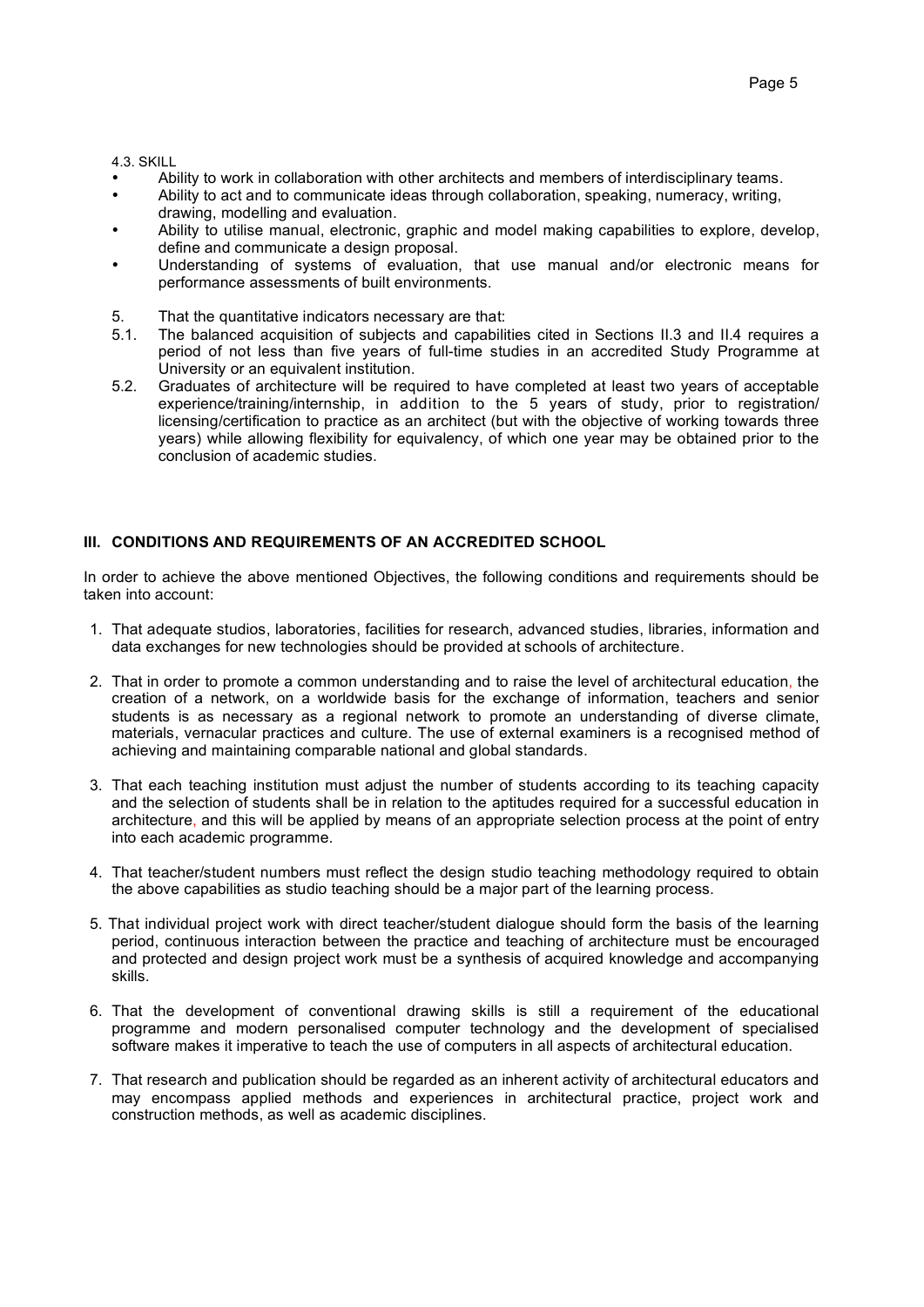4.3. SKILL

- Ability to work in collaboration with other architects and members of interdisciplinary teams.
- Ability to act and to communicate ideas through collaboration, speaking, numeracy, writing, drawing, modelling and evaluation.
- Ability to utilise manual, electronic, graphic and model making capabilities to explore, develop, define and communicate a design proposal.
- Understanding of systems of evaluation, that use manual and/or electronic means for performance assessments of built environments.

5. That the quantitative indicators necessary are that:

5.1. The balanced acquisition of subjects and capabilities cited in Sections II.3 and II.4 requires a period of not less than five years of full-time studies in an accredited Study Programme at University or an equivalent institution.

5.2. Graduates of architecture will be required to have completed at least two years of acceptable experience/training/internship, in addition to the 5 years of study, prior to registration/ licensing/certification to practice as an architect (but with the objective of working towards three years) while allowing flexibility for equivalency, of which one year may be obtained prior to the conclusion of academic studies.

## III. CONDITIONS AND REQUIREMENTS OF AN ACCREDITED SCHOOL

In order to achieve the above mentioned Objectives, the following conditions and requirements should be taken into account:

1. That adequate studios, laboratories, facilities for research, advanced studies, libraries, information and data exchanges for new technologies should be provided at schools of architecture.

2. That in order to promote a common understanding and to raise the level of architectural education, the creation of a network, on a worldwide basis for the exchange of information, teachers and senior students is as necessary as a regional network to promote an understanding of diverse climate, materials, vernacular practices and culture. The use of external examiners is a recognised method of achieving and maintaining comparable national and global standards.

3. That each teaching institution must adjust the number of students according to its teaching capacity and the selection of students shall be in relation to the aptitudes required for a successful education in architecture, and this will be applied by means of an appropriate selection process at the point of entry into each academic programme.

4. That teacher/student numbers must reflect the design studio teaching methodology required to obtain the above capabilities as studio teaching should be a major part of the learning process.

5. That individual project work with direct teacher/student dialogue should form the basis of the learning period, continuous interaction between the practice and teaching of architecture must be encouraged and protected and design project work must be a synthesis of acquired knowledge and accompanying skills.

6. That the development of conventional drawing skills is still a requirement of the educational programme and modern personalised computer technology and the development of specialised software makes it imperative to teach the use of computers in all aspects of architectural education.

7. That research and publication should be regarded as an inherent activity of architectural educators and may encompass applied methods and experiences in architectural practice, project work and construction methods, as well as academic disciplines.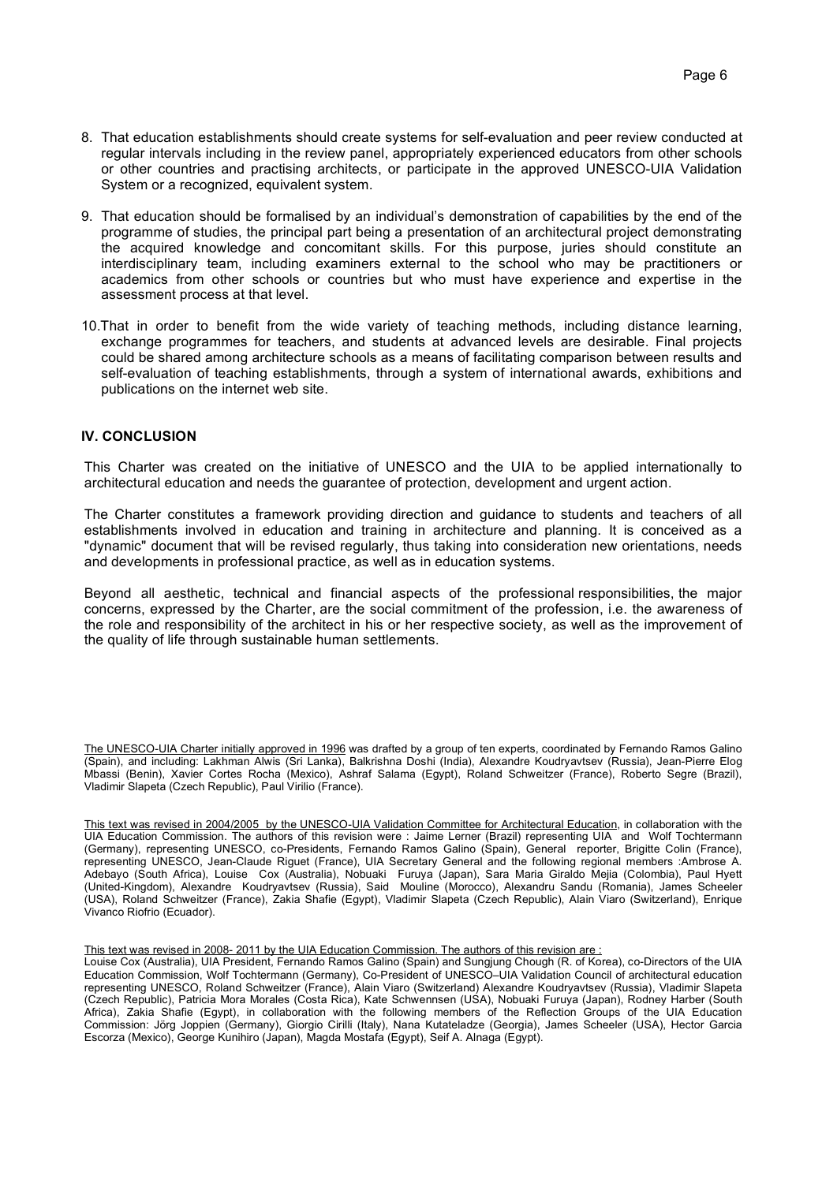8. That education establishments should create systems for self-evaluation and peer review conducted at regular intervals including in the review panel, appropriately experienced educators from other schools or other countries and practising architects, or participate in the approved UNESCO-UIA Validation System or a recognized, equivalent system.

9. That education should be formalised by an individual's demonstration of capabilities by the end of the programme of studies, the principal part being a presentation of an architectural project demonstrating the acquired knowledge and concomitant skills. For this purpose, juries should constitute an interdisciplinary team, including examiners external to the school who may be practitioners or academics from other schools or countries but who must have experience and expertise in the assessment process at that level.

10. That in order to benefit from the wide variety of teaching methods, including distance learning, exchange programmes for teachers, and students at advanced levels are desirable. Final projects could be shared among architecture schools as a means of facilitating comparison between results and self-evaluation of teaching establishments, through a system of international awards, exhibitions and publications on the internet web site.

## IV. CONCLUSION

This Charter was created on the initiative of UNESCO and the UIA to be applied internationally to architectural education and needs the guarantee of protection, development and urgent action.

The Charter constitutes a framework providing direction and guidance to students and teachers of all establishments involved in education and training in architecture and planning. It is conceived as a "dynamic" document that will be revised regularly, thus taking into consideration new orientations, needs and developments in professional practice, as well as in education systems.

Beyond all aesthetic, technical and financial aspects of the professional responsibilities, the major concerns, expressed by the Charter, are the social commitment of the profession, i.e. the awareness of the role and responsibility of the architect in his or her respective society, as well as the improvement of the quality of life through sustainable human settlements.

The UNESCO-UIA Charter initially approved in 1996 was drafted by a group of ten experts, coordinated by Fernando Ramos Galino (Spain), and including: Lakhman Alwis (Sri Lanka), Balkrishna Doshi (India), Alexandre Koudryavtsev (Russia), Jean-Pierre Elog Mbassi (Benin), Xavier Cortes Rocha (Mexico), Ashraf Salama (Egypt), Roland Schweitzer (France), Roberto Segre (Brazil), Vladimir Slapeta (Czech Republic), Paul Virilio (France).

This text was revised in 2004/2005 by the UNESCO-UIA Validation Committee for Architectural Education, in collaboration with the UIA Education Commission. The authors of this revision were : Jaime Lerner (Brazil) representing UIA and Wolf Tochtermann (Germany), representing UNESCO, co-Presidents, Fernando Ramos Galino (Spain), General reporter, Brigitte Colin (France), representing UNESCO, Jean-Claude Riguet (France), UIA Secretary General and the following regional members :Ambrose A. Adebayo (South Africa), Louise Cox (Australia), Nobuaki Furuya (Japan), Sara Maria Giraldo Mejia (Colombia), Paul Hyett (United-Kingdom), Alexandre Koudryavtsev (Russia), Said Mouline (Morocco), Alexandru Sandu (Romania), James Scheeler (USA), Roland Schweitzer (France), Zakia Shafie (Egypt), Vladimir Slapeta (Czech Republic), Alain Viaro (Switzerland), Enrique Vivanco Riofrio (Ecuador).

This text was revised in 2008- 2011 by the UIA Education Commission. The authors of this revision are :
Louise Cox (Australia), UIA President, Fernando Ramos Galino (Spain) and Sungjung Chough (R. of Korea), co-Directors of the UIA Education Commission, Wolf Tochtermann (Germany), Co-President of UNESCO–UIA Validation Council of architectural education representing UNESCO, Roland Schweitzer (France), Alain Viaro (Switzerland) Alexandre Koudryavtsev (Russia), Vladimir Slapeta (Czech Republic), Patricia Mora Morales (Costa Rica), Kate Schwennsen (USA), Nobuaki Furuya (Japan), Rodney Harber (South Africa), Zakia Shafie (Egypt), in collaboration with the following members of the Reflection Groups of the UIA Education Commission: Jörg Joppien (Germany), Giorgio Cirilli (Italy), Nana Kutateladze (Georgia), James Scheeler (USA), Hector Garcia Escorza (Mexico), George Kunihiro (Japan), Magda Mostafa (Egypt), Seif A. Alnaga (Egypt).